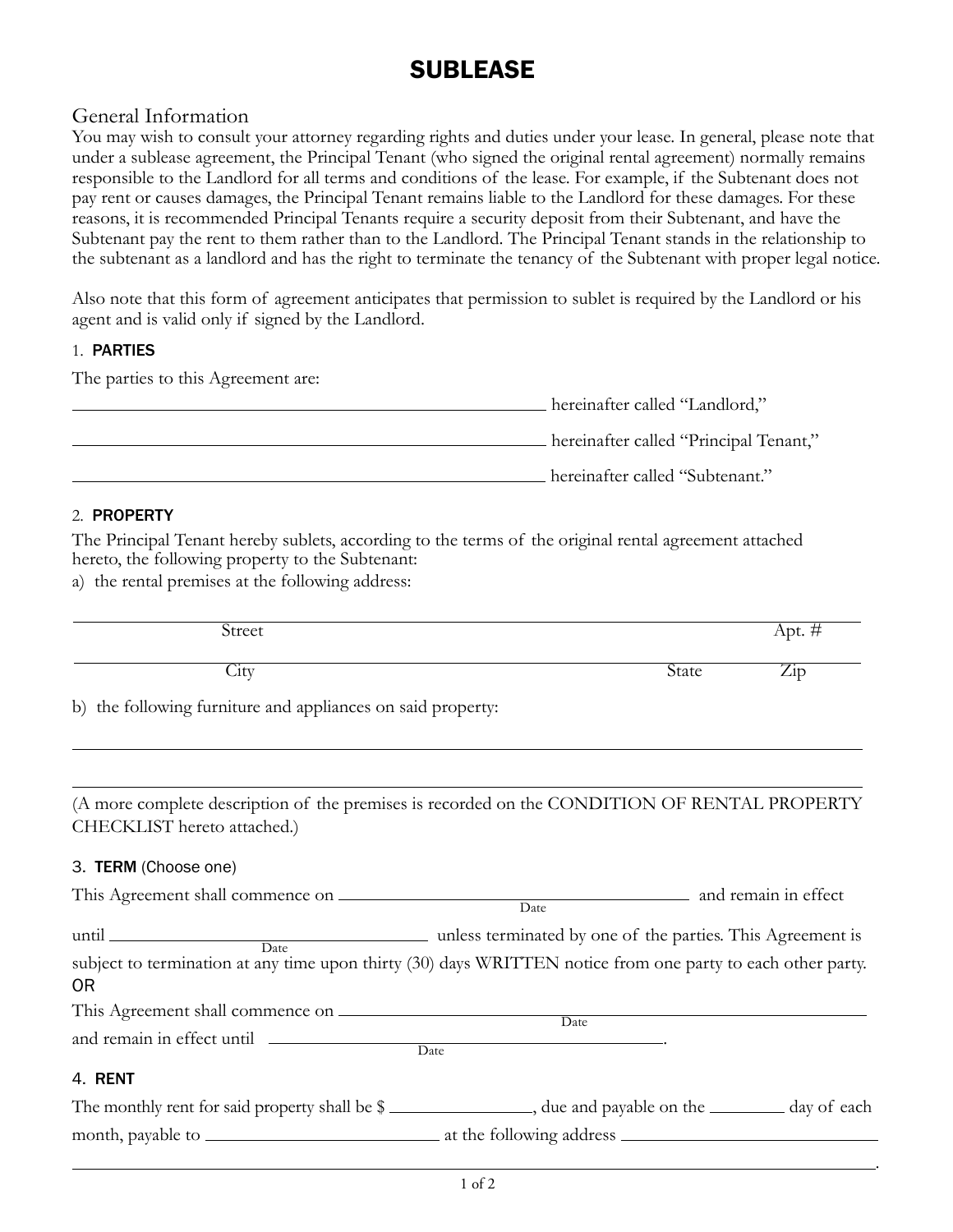# SUBLEASE

## General Information

You may wish to consult your attorney regarding rights and duties under your lease. In general, please note that under a sublease agreement, the Principal Tenant (who signed the original rental agreement) normally remains responsible to the Landlord for all terms and conditions of the lease. For example, if the Subtenant does not pay rent or causes damages, the Principal Tenant remains liable to the Landlord for these damages. For these reasons, it is recommended Principal Tenants require a security deposit from their Subtenant, and have the Subtenant pay the rent to them rather than to the Landlord. The Principal Tenant stands in the relationship to the subtenant as a landlord and has the right to terminate the tenancy of the Subtenant with proper legal notice.

Also note that this form of agreement anticipates that permission to sublet is required by the Landlord or his agent and is valid only if signed by the Landlord.

### 1. PARTIES

The parties to this Agreement are:

________________________________________ hereinafter called "Landlord,"

________________________________________ hereinafter called "Principal Tenant,"

________________________________________ hereinafter called "Subtenant."

### 2. PROPERTY

The Principal Tenant hereby sublets, according to the terms of the original rental agreement attached hereto, the following property to the Subtenant:

a) the rental premises at the following address:

________________________________________________________________
Street Apt. #

________________________________________________________________
City State Zip

b) the following furniture and appliances on said property:

________________________________________________________________

________________________________________________________________

(A more complete description of the premises is recorded on the CONDITION OF RENTAL PROPERTY CHECKLIST hereto attached.)

### 3. TERM (Choose one)

This Agreement shall commence on ______________________ (Date) and remain in effect until ______________________ (Date) unless terminated by one of the parties. This Agreement is subject to termination at any time upon thirty (30) days WRITTEN notice from one party to each other party.

OR

This Agreement shall commence on ______________________ (Date) and remain in effect until ______________________ (Date).

### 4. RENT

The monthly rent for said property shall be $ ____________, due and payable on the ________ day of each month, payable to ______________________ at the following address ______________________

________________________________________________________________.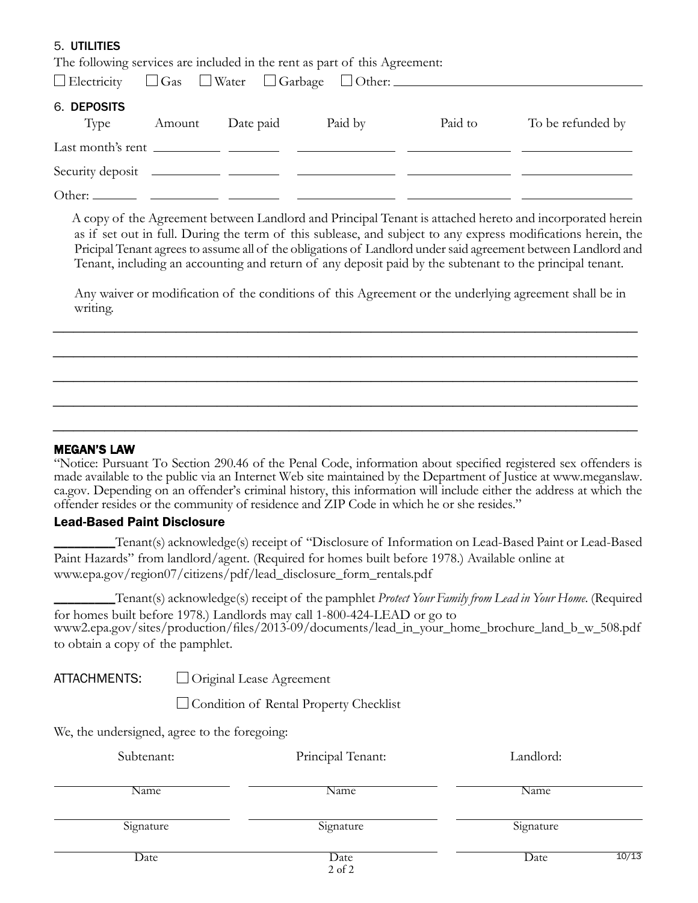## 5. UTILITIES

The following services are included in the rent as part of this Agreement:

☐ Electricity ☐ Gas ☐ Water ☐ Garbage ☐ Other: ______________________________

## 6. DEPOSITS

| Type | Amount | Date paid | Paid by | Paid to | To be refunded by |
|---|---|---|---|---|---|
| Last month's rent | ________ | ______ | ____________ | ____________ | ____________ |
| Security deposit | ________ | ______ | ____________ | ____________ | ____________ |
| Other: ______ | ________ | ______ | ____________ | ____________ | ____________ |

A copy of the Agreement between Landlord and Principal Tenant is attached hereto and incorporated herein as if set out in full. During the term of this sublease, and subject to any express modifications herein, the Pricipal Tenant agrees to assume all of the obligations of Landlord under said agreement between Landlord and Tenant, including an accounting and return of any deposit paid by the subtenant to the principal tenant.

Any waiver or modification of the conditions of this Agreement or the underlying agreement shall be in writing.

______________________________________________________________________________

______________________________________________________________________________

______________________________________________________________________________

______________________________________________________________________________

______________________________________________________________________________

### MEGAN'S LAW

"Notice: Pursuant To Section 290.46 of the Penal Code, information about specified registered sex offenders is made available to the public via an Internet Web site maintained by the Department of Justice at www.meganslaw.ca.gov. Depending on an offender's criminal history, this information will include either the address at which the offender resides or the community of residence and ZIP Code in which he or she resides."

### Lead-Based Paint Disclosure

________Tenant(s) acknowledge(s) receipt of "Disclosure of Information on Lead-Based Paint or Lead-Based Paint Hazards" from landlord/agent. (Required for homes built before 1978.) Available online at www.epa.gov/region07/citizens/pdf/lead_disclosure_form_rentals.pdf

________Tenant(s) acknowledge(s) receipt of the pamphlet *Protect Your Family from Lead in Your Home*. (Required for homes built before 1978.) Landlords may call 1-800-424-LEAD or go to www2.epa.gov/sites/production/files/2013-09/documents/lead_in_your_home_brochure_land_b_w_508.pdf to obtain a copy of the pamphlet.

ATTACHMENTS: ☐ Original Lease Agreement

☐ Condition of Rental Property Checklist

We, the undersigned, agree to the foregoing:

| Subtenant: | Principal Tenant: | Landlord: |
|---|---|---|
| Name | Name | Name |
| Signature | Signature | Signature |
| Date | Date | Date |

10/13